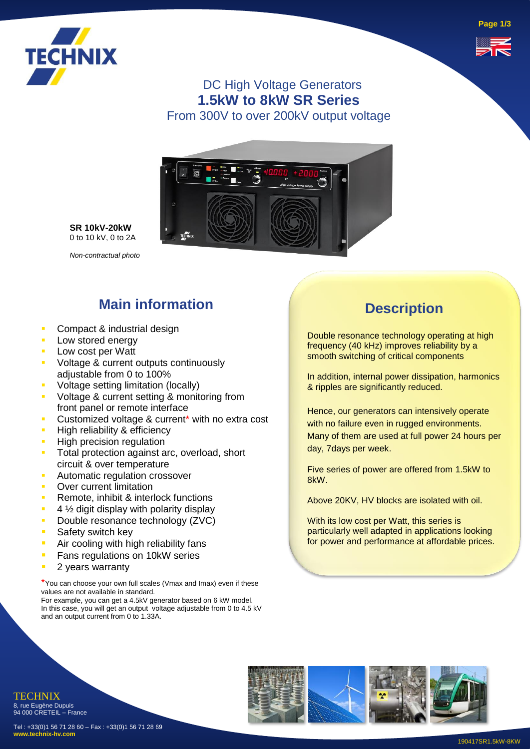# DC High Voltage Generators

## 1.5kW to 8kW SR Series

From 300V to over 200kV output voltage

**SR 10kV-20kW**
0 to 10 kV, 0 to 2A

*Non-contractual photo*

## Main information

- Compact & industrial design
- Low stored energy
- Low cost per Watt
- Voltage & current outputs continuously adjustable from 0 to 100%
- Voltage setting limitation (locally)
- Voltage & current setting & monitoring from front panel or remote interface
- Customized voltage & current* with no extra cost
- High reliability & efficiency
- High precision regulation
- Total protection against arc, overload, short circuit & over temperature
- Automatic regulation crossover
- Over current limitation
- Remote, inhibit & interlock functions
- 4 ½ digit display with polarity display
- Double resonance technology (ZVC)
- Safety switch key
- Air cooling with high reliability fans
- Fans regulations on 10kW series
- 2 years warranty

*You can choose your own full scales (Vmax and Imax) even if these values are not available in standard.
For example, you can get a 4.5kV generator based on 6 kW model.
In this case, you will get an output voltage adjustable from 0 to 4.5 kV and an output current from 0 to 1.33A.

## Description

Double resonance technology operating at high frequency (40 kHz) improves reliability by a smooth switching of critical components

In addition, internal power dissipation, harmonics & ripples are significantly reduced.

Hence, our generators can intensively operate with no failure even in rugged environments. Many of them are used at full power 24 hours per day, 7days per week.

Five series of power are offered from 1.5kW to 8kW.

Above 20KV, HV blocks are isolated with oil.

With its low cost per Watt, this series is particularly well adapted in applications looking for power and performance at affordable prices.

TECHNIX
8, rue Eugène Dupuis
94 000 CRETEIL – France

Tel : +33(0)1 56 71 28 60 – Fax : +33(0)1 56 71 28 69
**www.technix-hv.com**

190417SR1.5kW-8KW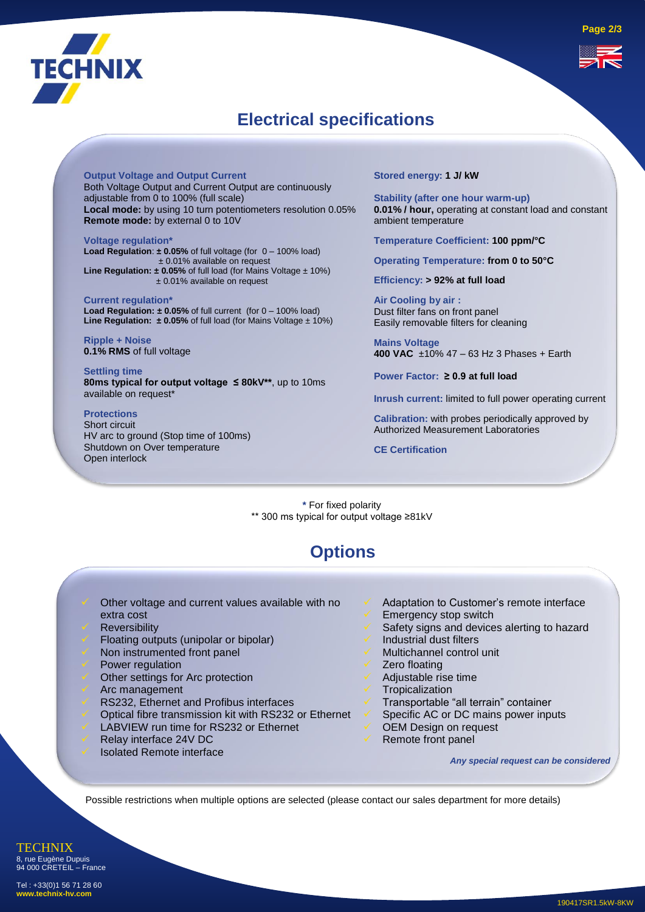# Electrical specifications

**Output Voltage and Output Current**
Both Voltage Output and Current Output are continuously adjustable from 0 to 100% (full scale)
**Local mode:** by using 10 turn potentiometers resolution 0.05%
**Remote mode:** by external 0 to 10V

**Voltage regulation***
**Load Regulation**: **± 0.05%** of full voltage (for 0 – 100% load)
± 0.01% available on request
**Line Regulation: ± 0.05%** of full load (for Mains Voltage ± 10%)
± 0.01% available on request

**Current regulation***
**Load Regulation: ± 0.05%** of full current (for 0 – 100% load)
**Line Regulation: ± 0.05%** of full load (for Mains Voltage ± 10%)

**Ripple + Noise**
**0.1% RMS** of full voltage

**Settling time**
**80ms typical for output voltage ≤ 80kV****, up to 10ms available on request*

**Protections**
Short circuit
HV arc to ground (Stop time of 100ms)
Shutdown on Over temperature
Open interlock

**Stored energy: 1 J/ kW**

**Stability (after one hour warm-up)**
**0.01% / hour,** operating at constant load and constant ambient temperature

**Temperature Coefficient: 100 ppm/°C**

**Operating Temperature: from 0 to 50°C**

**Efficiency: > 92% at full load**

**Air Cooling by air :**
Dust filter fans on front panel
Easily removable filters for cleaning

**Mains Voltage**
**400 VAC** ±10% 47 – 63 Hz 3 Phases + Earth

**Power Factor: ≥ 0.9 at full load**

**Inrush current:** limited to full power operating current

**Calibration:** with probes periodically approved by Authorized Measurement Laboratories

**CE Certification**

* For fixed polarity
** 300 ms typical for output voltage ≥81kV

# Options

- Other voltage and current values available with no extra cost
- Reversibility
- Floating outputs (unipolar or bipolar)
- Non instrumented front panel
- Power regulation
- Other settings for Arc protection
- Arc management
- RS232, Ethernet and Profibus interfaces
- Optical fibre transmission kit with RS232 or Ethernet
- LABVIEW run time for RS232 or Ethernet
- Relay interface 24V DC
- Isolated Remote interface
- Adaptation to Customer's remote interface
- Emergency stop switch
- Safety signs and devices alerting to hazard
- Industrial dust filters
- Multichannel control unit
- Zero floating
- Adjustable rise time
- Tropicalization
- Transportable "all terrain" container
- Specific AC or DC mains power inputs
- OEM Design on request
- Remote front panel

***Any special request can be considered***

Possible restrictions when multiple options are selected (please contact our sales department for more details)

TECHNIX
8, rue Eugène Dupuis
94 000 CRETEIL – France

Tel : +33(0)1 56 71 28 60
**www.technix-hv.com**

190417SR1.5kW-8KW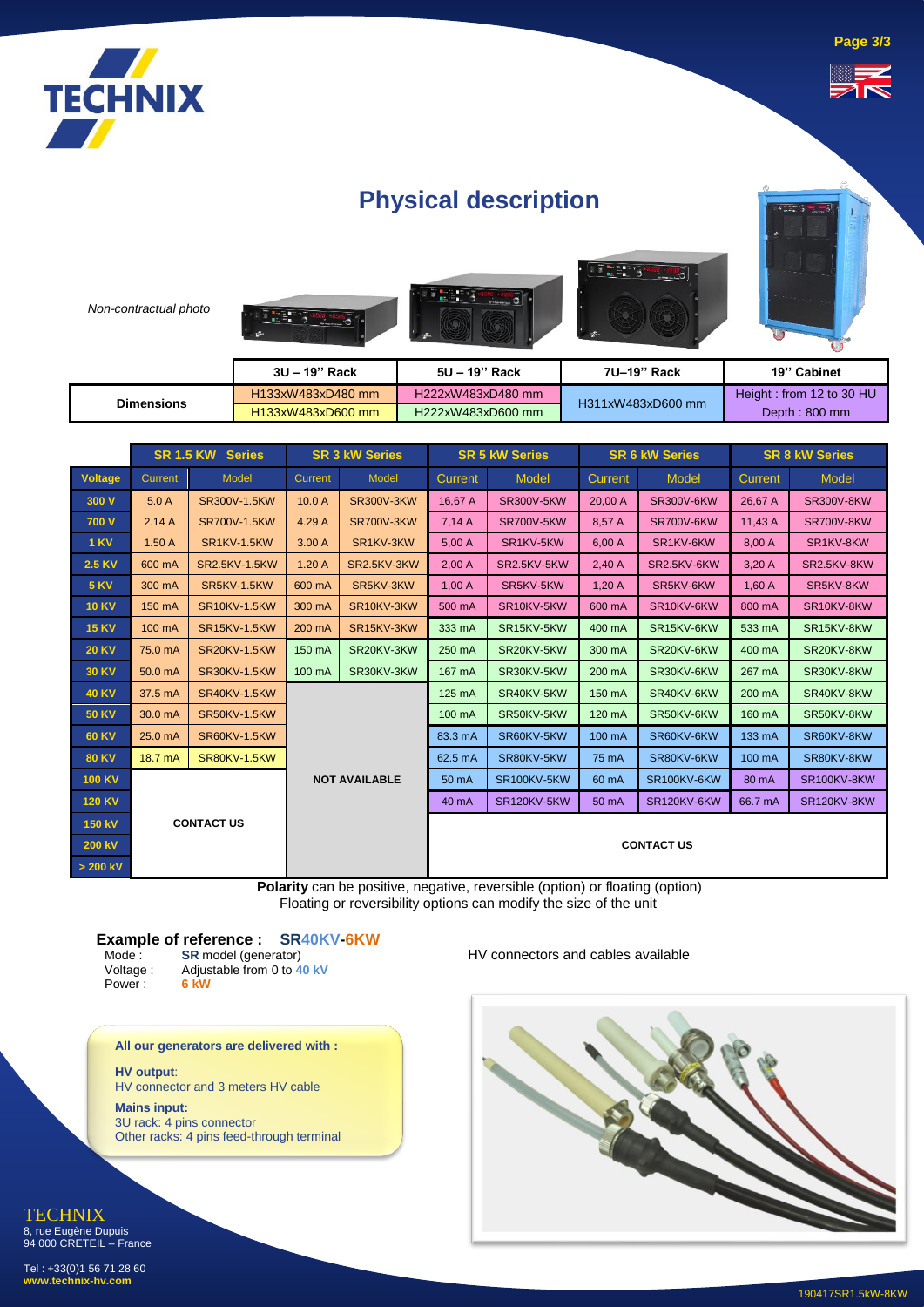# Physical description

*Non-contractual photo*

| | 3U – 19'' Rack | 5U – 19'' Rack | 7U–19'' Rack | 19'' Cabinet |
|---|---|---|---|---|
| Dimensions | H133xW483xD480 mm<br>H133xW483xD600 mm | H222xW483xD480 mm<br>H222xW483xD600 mm | H311xW483xD600 mm | Height : from 12 to 30 HU<br>Depth : 800 mm |

| | SR 1.5 KW Series | | SR 3 kW Series | | SR 5 kW Series | | SR 6 kW Series | | SR 8 kW Series | |
|---|---|---|---|---|---|---|---|---|---|---|
| Voltage | Current | Model | Current | Model | Current | Model | Current | Model | Current | Model |
| 300 V | 5.0 A | SR300V-1.5KW | 10.0 A | SR300V-3KW | 16,67 A | SR300V-5KW | 20,00 A | SR300V-6KW | 26,67 A | SR300V-8KW |
| 700 V | 2.14 A | SR700V-1.5KW | 4.29 A | SR700V-3KW | 7,14 A | SR700V-5KW | 8,57 A | SR700V-6KW | 11,43 A | SR700V-8KW |
| 1 KV | 1.50 A | SR1KV-1.5KW | 3.00 A | SR1KV-3KW | 5,00 A | SR1KV-5KW | 6,00 A | SR1KV-6KW | 8,00 A | SR1KV-8KW |
| 2.5 KV | 600 mA | SR2.5KV-1.5KW | 1.20 A | SR2.5KV-3KW | 2,00 A | SR2.5KV-5KW | 2,40 A | SR2.5KV-6KW | 3,20 A | SR2.5KV-8KW |
| 5 KV | 300 mA | SR5KV-1.5KW | 600 mA | SR5KV-3KW | 1,00 A | SR5KV-5KW | 1,20 A | SR5KV-6KW | 1,60 A | SR5KV-8KW |
| 10 KV | 150 mA | SR10KV-1.5KW | 300 mA | SR10KV-3KW | 500 mA | SR10KV-5KW | 600 mA | SR10KV-6KW | 800 mA | SR10KV-8KW |
| 15 KV | 100 mA | SR15KV-1.5KW | 200 mA | SR15KV-3KW | 333 mA | SR15KV-5KW | 400 mA | SR15KV-6KW | 533 mA | SR15KV-8KW |
| 20 KV | 75.0 mA | SR20KV-1.5KW | 150 mA | SR20KV-3KW | 250 mA | SR20KV-5KW | 300 mA | SR20KV-6KW | 400 mA | SR20KV-8KW |
| 30 KV | 50.0 mA | SR30KV-1.5KW | 100 mA | SR30KV-3KW | 167 mA | SR30KV-5KW | 200 mA | SR30KV-6KW | 267 mA | SR30KV-8KW |
| 40 KV | 37.5 mA | SR40KV-1.5KW | NOT AVAILABLE | | 125 mA | SR40KV-5KW | 150 mA | SR40KV-6KW | 200 mA | SR40KV-8KW |
| 50 KV | 30.0 mA | SR50KV-1.5KW | | | 100 mA | SR50KV-5KW | 120 mA | SR50KV-6KW | 160 mA | SR50KV-8KW |
| 60 KV | 25.0 mA | SR60KV-1.5KW | | | 83.3 mA | SR60KV-5KW | 100 mA | SR60KV-6KW | 133 mA | SR60KV-8KW |
| 80 KV | 18.7 mA | SR80KV-1.5KW | | | 62.5 mA | SR80KV-5KW | 75 mA | SR80KV-6KW | 100 mA | SR80KV-8KW |
| 100 KV | CONTACT US | | | | 50 mA | SR100KV-5KW | 60 mA | SR100KV-6KW | 80 mA | SR100KV-8KW |
| 120 KV | | | | | 40 mA | SR120KV-5KW | 50 mA | SR120KV-6KW | 66.7 mA | SR120KV-8KW |
| 150 kV | | | | | CONTACT US | | | | | |
| 200 kV | | | | | | | | | | |
| > 200 kV | | | | | | | | | | |

**Polarity** can be positive, negative, reversible (option) or floating (option)
Floating or reversibility options can modify the size of the unit

**Example of reference : SR40KV-6KW**

Mode : **SR** model (generator)
Voltage : Adjustable from 0 to **40 kV**
Power : **6 kW**

HV connectors and cables available

**All our generators are delivered with :**

**HV output**:
HV connector and 3 meters HV cable

**Mains input:**
3U rack: 4 pins connector
Other racks: 4 pins feed-through terminal

TECHNIX
8, rue Eugène Dupuis
94 000 CRETEIL – France

Tel : +33(0)1 56 71 28 60
**www.technix-hv.com**

190417SR1.5kW-8KW